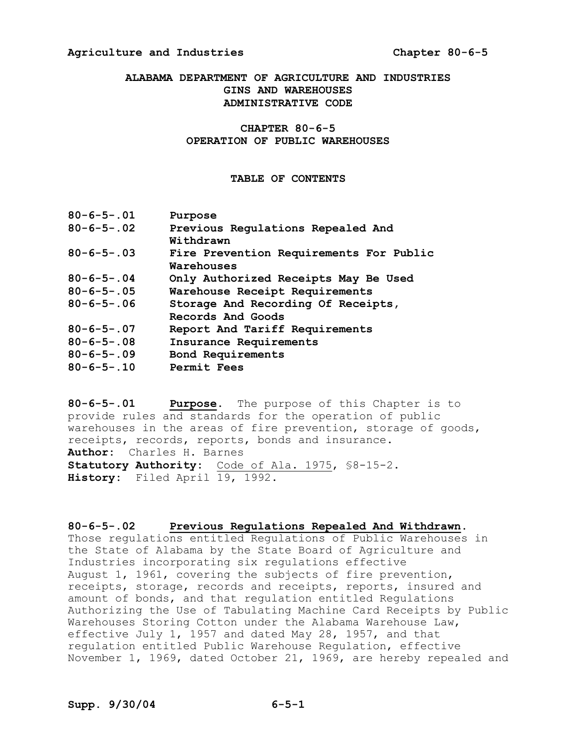# ALABAMA DEPARTMENT OF AGRICULTURE AND INDUSTRIES
# GINS AND WAREHOUSES
# ADMINISTRATIVE CODE

## CHAPTER 80-6-5
## OPERATION OF PUBLIC WAREHOUSES

### TABLE OF CONTENTS

| | |
|---|---|
| 80-6-5-.01 | Purpose |
| 80-6-5-.02 | Previous Regulations Repealed And Withdrawn |
| 80-6-5-.03 | Fire Prevention Requirements For Public Warehouses |
| 80-6-5-.04 | Only Authorized Receipts May Be Used |
| 80-6-5-.05 | Warehouse Receipt Requirements |
| 80-6-5-.06 | Storage And Recording Of Receipts, Records And Goods |
| 80-6-5-.07 | Report And Tariff Requirements |
| 80-6-5-.08 | Insurance Requirements |
| 80-6-5-.09 | Bond Requirements |
| 80-6-5-.10 | Permit Fees |

**80-6-5-.01 Purpose.** The purpose of this Chapter is to provide rules and standards for the operation of public warehouses in the areas of fire prevention, storage of goods, receipts, records, reports, bonds and insurance.
**Author:** Charles H. Barnes
**Statutory Authority:** Code of Ala. 1975, §8-15-2.
**History:** Filed April 19, 1992.

**80-6-5-.02 Previous Regulations Repealed And Withdrawn.** Those regulations entitled Regulations of Public Warehouses in the State of Alabama by the State Board of Agriculture and Industries incorporating six regulations effective August 1, 1961, covering the subjects of fire prevention, receipts, storage, records and receipts, reports, insured and amount of bonds, and that regulation entitled Regulations Authorizing the Use of Tabulating Machine Card Receipts by Public Warehouses Storing Cotton under the Alabama Warehouse Law, effective July 1, 1957 and dated May 28, 1957, and that regulation entitled Public Warehouse Regulation, effective November 1, 1969, dated October 21, 1969, are hereby repealed and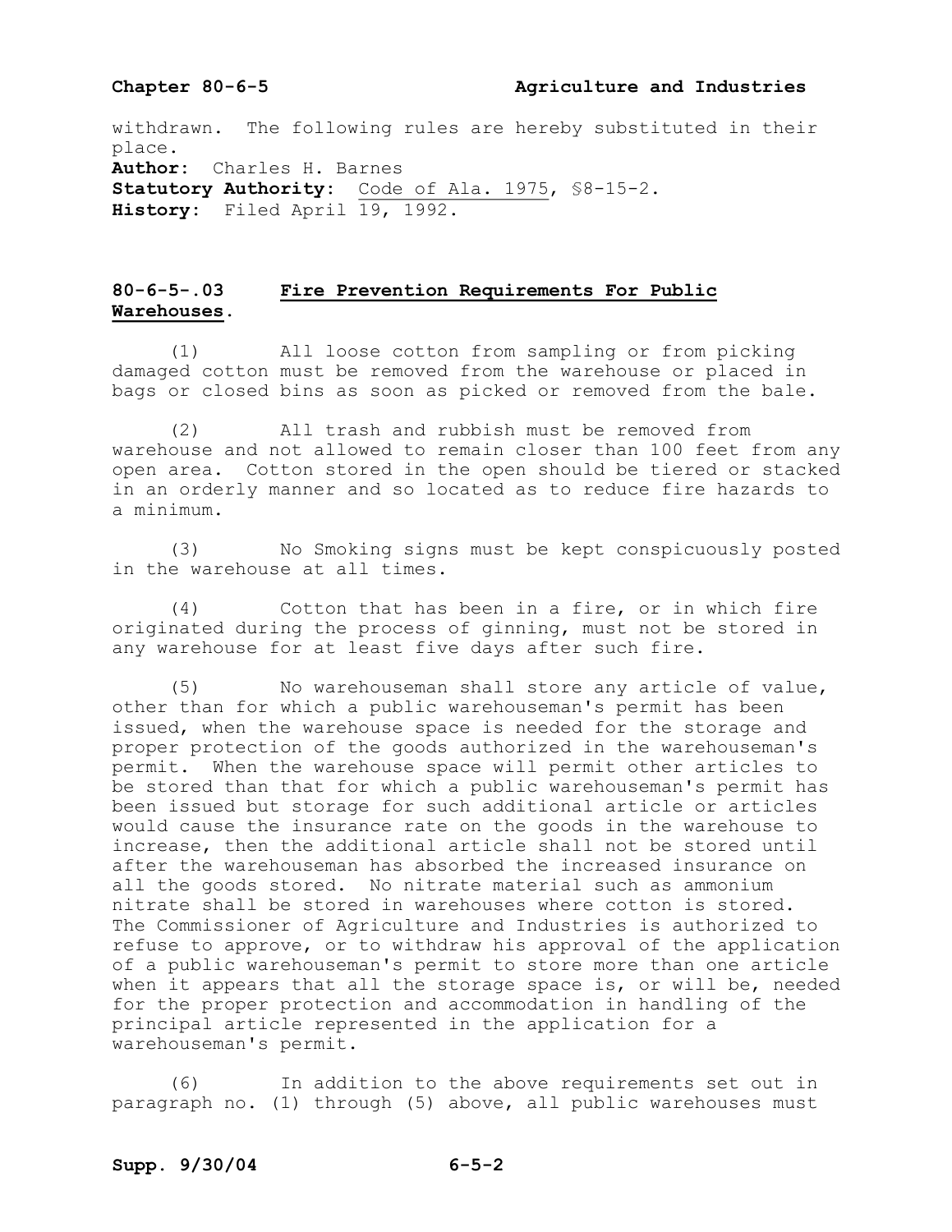withdrawn. The following rules are hereby substituted in their place.
**Author:** Charles H. Barnes
**Statutory Authority:** Code of Ala. 1975, §8-15-2.
**History:** Filed April 19, 1992.

### 80-6-5-.03 Fire Prevention Requirements For Public Warehouses.

(1) All loose cotton from sampling or from picking damaged cotton must be removed from the warehouse or placed in bags or closed bins as soon as picked or removed from the bale.

(2) All trash and rubbish must be removed from warehouse and not allowed to remain closer than 100 feet from any open area. Cotton stored in the open should be tiered or stacked in an orderly manner and so located as to reduce fire hazards to a minimum.

(3) No Smoking signs must be kept conspicuously posted in the warehouse at all times.

(4) Cotton that has been in a fire, or in which fire originated during the process of ginning, must not be stored in any warehouse for at least five days after such fire.

(5) No warehouseman shall store any article of value, other than for which a public warehouseman's permit has been issued, when the warehouse space is needed for the storage and proper protection of the goods authorized in the warehouseman's permit. When the warehouse space will permit other articles to be stored than that for which a public warehouseman's permit has been issued but storage for such additional article or articles would cause the insurance rate on the goods in the warehouse to increase, then the additional article shall not be stored until after the warehouseman has absorbed the increased insurance on all the goods stored. No nitrate material such as ammonium nitrate shall be stored in warehouses where cotton is stored. The Commissioner of Agriculture and Industries is authorized to refuse to approve, or to withdraw his approval of the application of a public warehouseman's permit to store more than one article when it appears that all the storage space is, or will be, needed for the proper protection and accommodation in handling of the principal article represented in the application for a warehouseman's permit.

(6) In addition to the above requirements set out in paragraph no. (1) through (5) above, all public warehouses must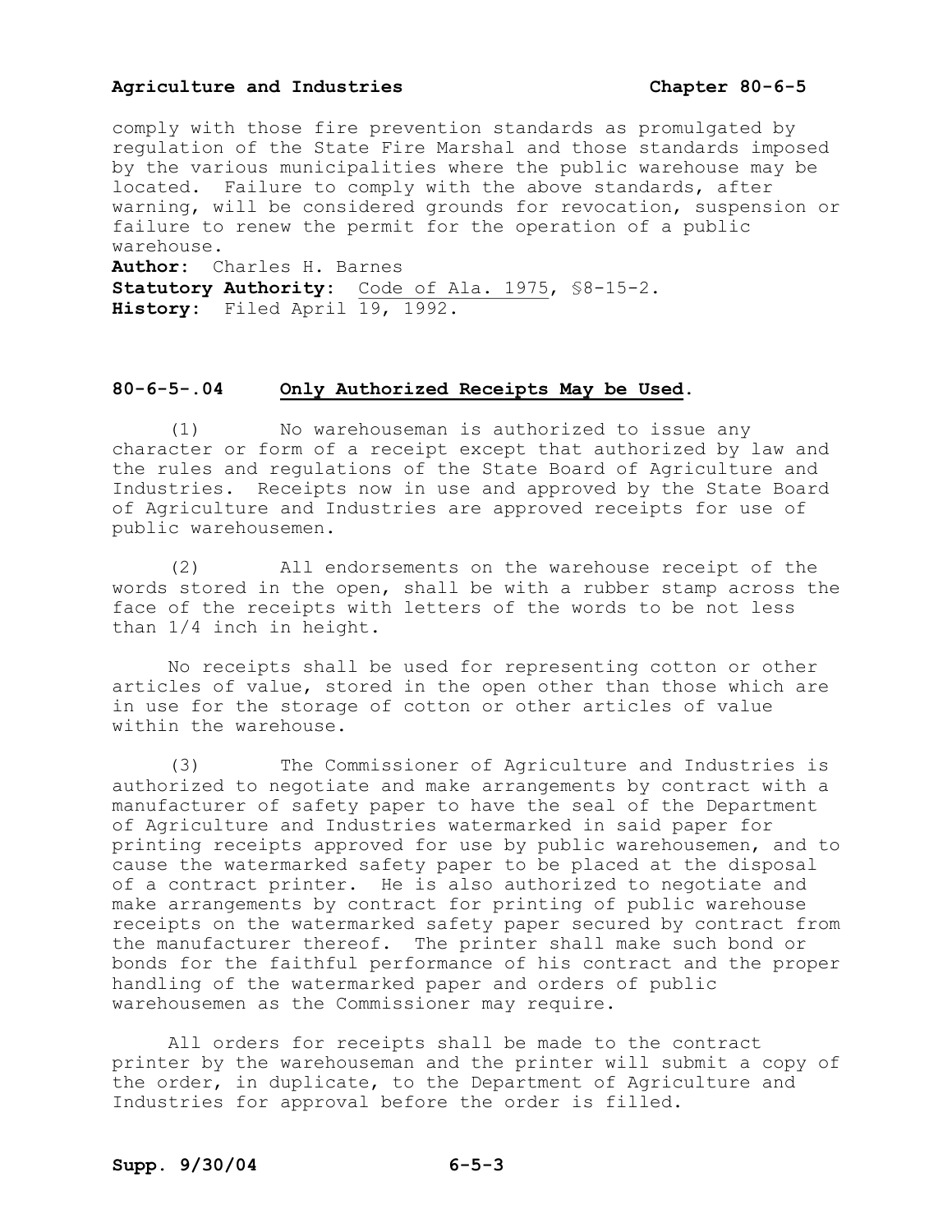comply with those fire prevention standards as promulgated by regulation of the State Fire Marshal and those standards imposed by the various municipalities where the public warehouse may be located. Failure to comply with the above standards, after warning, will be considered grounds for revocation, suspension or failure to renew the permit for the operation of a public warehouse.

**Author:** Charles H. Barnes
**Statutory Authority:** Code of Ala. 1975, §8-15-2.
**History:** Filed April 19, 1992.

## 80-6-5-.04 Only Authorized Receipts May be Used.

(1) No warehouseman is authorized to issue any character or form of a receipt except that authorized by law and the rules and regulations of the State Board of Agriculture and Industries. Receipts now in use and approved by the State Board of Agriculture and Industries are approved receipts for use of public warehousemen.

(2) All endorsements on the warehouse receipt of the words stored in the open, shall be with a rubber stamp across the face of the receipts with letters of the words to be not less than 1/4 inch in height.

No receipts shall be used for representing cotton or other articles of value, stored in the open other than those which are in use for the storage of cotton or other articles of value within the warehouse.

(3) The Commissioner of Agriculture and Industries is authorized to negotiate and make arrangements by contract with a manufacturer of safety paper to have the seal of the Department of Agriculture and Industries watermarked in said paper for printing receipts approved for use by public warehousemen, and to cause the watermarked safety paper to be placed at the disposal of a contract printer. He is also authorized to negotiate and make arrangements by contract for printing of public warehouse receipts on the watermarked safety paper secured by contract from the manufacturer thereof. The printer shall make such bond or bonds for the faithful performance of his contract and the proper handling of the watermarked paper and orders of public warehousemen as the Commissioner may require.

All orders for receipts shall be made to the contract printer by the warehouseman and the printer will submit a copy of the order, in duplicate, to the Department of Agriculture and Industries for approval before the order is filled.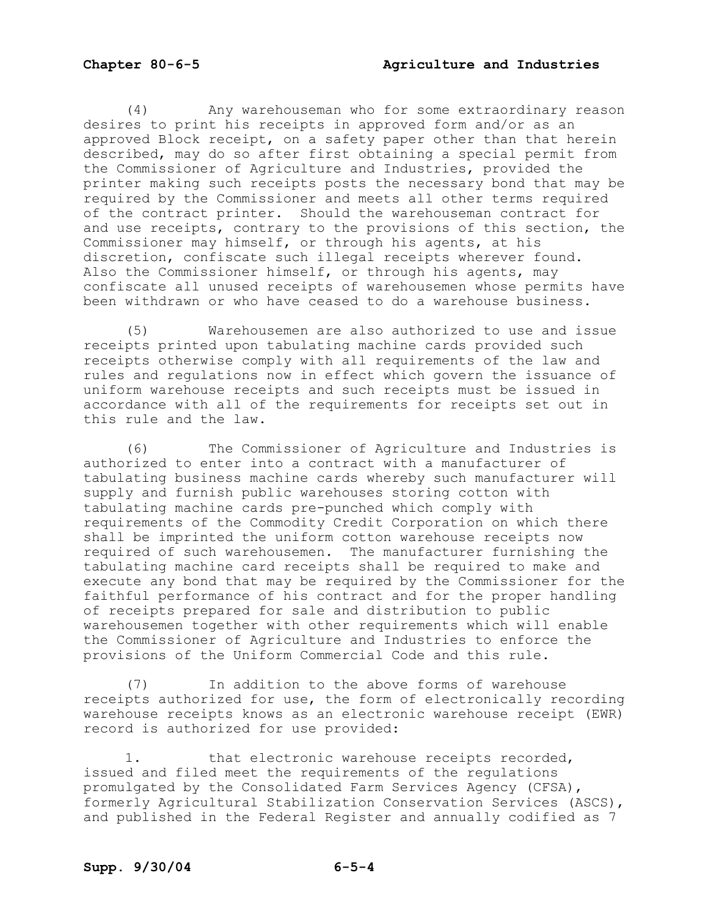(4) Any warehouseman who for some extraordinary reason desires to print his receipts in approved form and/or as an approved Block receipt, on a safety paper other than that herein described, may do so after first obtaining a special permit from the Commissioner of Agriculture and Industries, provided the printer making such receipts posts the necessary bond that may be required by the Commissioner and meets all other terms required of the contract printer. Should the warehouseman contract for and use receipts, contrary to the provisions of this section, the Commissioner may himself, or through his agents, at his discretion, confiscate such illegal receipts wherever found. Also the Commissioner himself, or through his agents, may confiscate all unused receipts of warehousemen whose permits have been withdrawn or who have ceased to do a warehouse business.

(5) Warehousemen are also authorized to use and issue receipts printed upon tabulating machine cards provided such receipts otherwise comply with all requirements of the law and rules and regulations now in effect which govern the issuance of uniform warehouse receipts and such receipts must be issued in accordance with all of the requirements for receipts set out in this rule and the law.

(6) The Commissioner of Agriculture and Industries is authorized to enter into a contract with a manufacturer of tabulating business machine cards whereby such manufacturer will supply and furnish public warehouses storing cotton with tabulating machine cards pre-punched which comply with requirements of the Commodity Credit Corporation on which there shall be imprinted the uniform cotton warehouse receipts now required of such warehousemen. The manufacturer furnishing the tabulating machine card receipts shall be required to make and execute any bond that may be required by the Commissioner for the faithful performance of his contract and for the proper handling of receipts prepared for sale and distribution to public warehousemen together with other requirements which will enable the Commissioner of Agriculture and Industries to enforce the provisions of the Uniform Commercial Code and this rule.

(7) In addition to the above forms of warehouse receipts authorized for use, the form of electronically recording warehouse receipts knows as an electronic warehouse receipt (EWR) record is authorized for use provided:

1. that electronic warehouse receipts recorded, issued and filed meet the requirements of the regulations promulgated by the Consolidated Farm Services Agency (CFSA), formerly Agricultural Stabilization Conservation Services (ASCS), and published in the Federal Register and annually codified as 7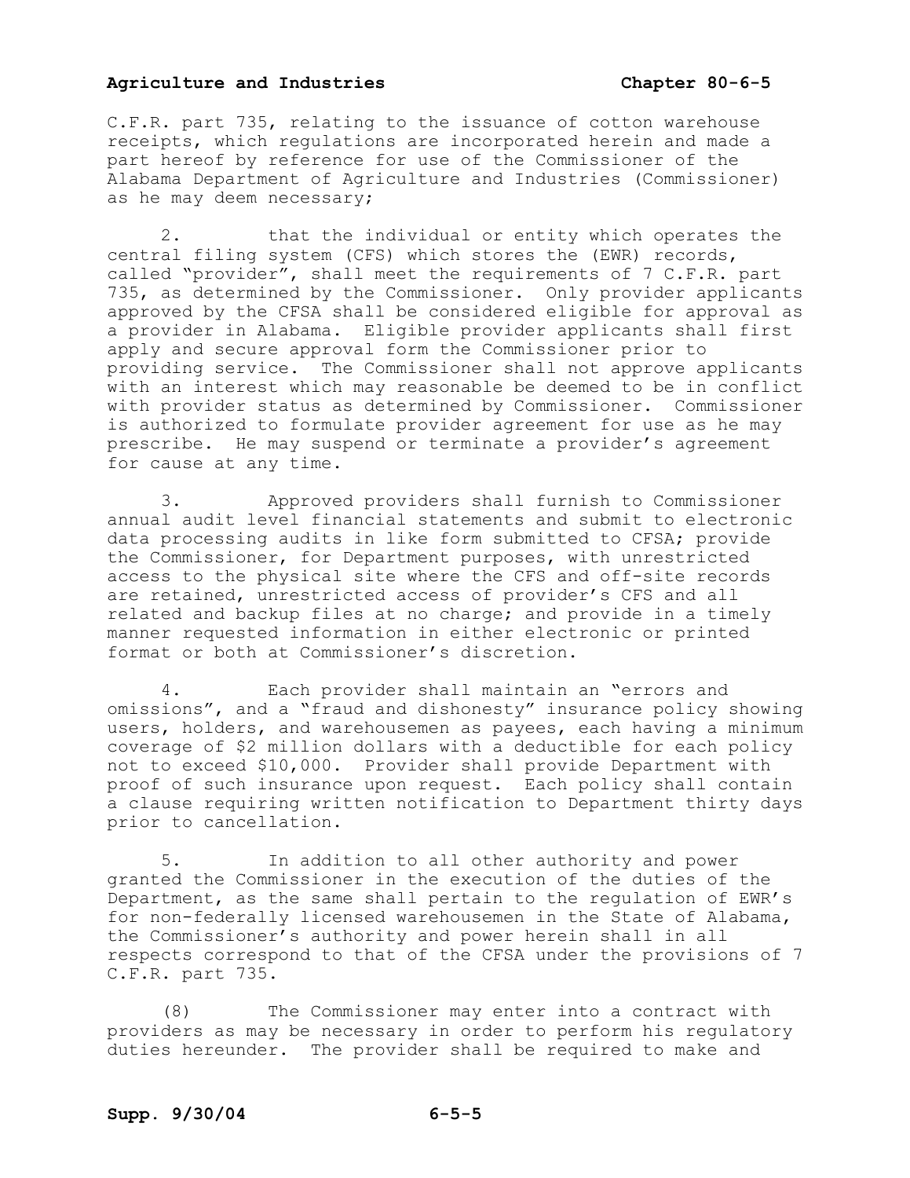C.F.R. part 735, relating to the issuance of cotton warehouse receipts, which regulations are incorporated herein and made a part hereof by reference for use of the Commissioner of the Alabama Department of Agriculture and Industries (Commissioner) as he may deem necessary;

2. that the individual or entity which operates the central filing system (CFS) which stores the (EWR) records, called "provider", shall meet the requirements of 7 C.F.R. part 735, as determined by the Commissioner. Only provider applicants approved by the CFSA shall be considered eligible for approval as a provider in Alabama. Eligible provider applicants shall first apply and secure approval form the Commissioner prior to providing service. The Commissioner shall not approve applicants with an interest which may reasonable be deemed to be in conflict with provider status as determined by Commissioner. Commissioner is authorized to formulate provider agreement for use as he may prescribe. He may suspend or terminate a provider's agreement for cause at any time.

3. Approved providers shall furnish to Commissioner annual audit level financial statements and submit to electronic data processing audits in like form submitted to CFSA; provide the Commissioner, for Department purposes, with unrestricted access to the physical site where the CFS and off-site records are retained, unrestricted access of provider's CFS and all related and backup files at no charge; and provide in a timely manner requested information in either electronic or printed format or both at Commissioner's discretion.

4. Each provider shall maintain an "errors and omissions", and a "fraud and dishonesty" insurance policy showing users, holders, and warehousemen as payees, each having a minimum coverage of $2 million dollars with a deductible for each policy not to exceed $10,000. Provider shall provide Department with proof of such insurance upon request. Each policy shall contain a clause requiring written notification to Department thirty days prior to cancellation.

5. In addition to all other authority and power granted the Commissioner in the execution of the duties of the Department, as the same shall pertain to the regulation of EWR's for non-federally licensed warehousemen in the State of Alabama, the Commissioner's authority and power herein shall in all respects correspond to that of the CFSA under the provisions of 7 C.F.R. part 735.

(8) The Commissioner may enter into a contract with providers as may be necessary in order to perform his regulatory duties hereunder. The provider shall be required to make and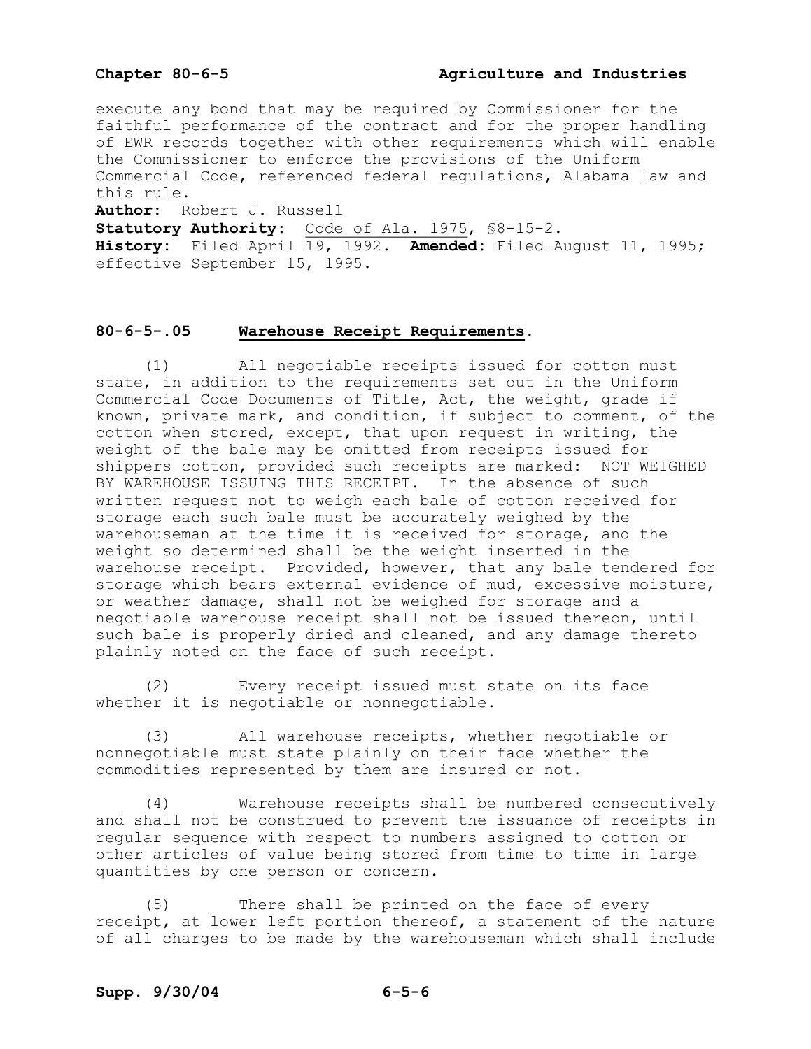execute any bond that may be required by Commissioner for the faithful performance of the contract and for the proper handling of EWR records together with other requirements which will enable the Commissioner to enforce the provisions of the Uniform Commercial Code, referenced federal regulations, Alabama law and this rule.

**Author:** Robert J. Russell
**Statutory Authority:** Code of Ala. 1975, §8-15-2.
**History:** Filed April 19, 1992. **Amended:** Filed August 11, 1995; effective September 15, 1995.

## 80-6-5-.05 Warehouse Receipt Requirements.

(1) All negotiable receipts issued for cotton must state, in addition to the requirements set out in the Uniform Commercial Code Documents of Title, Act, the weight, grade if known, private mark, and condition, if subject to comment, of the cotton when stored, except, that upon request in writing, the weight of the bale may be omitted from receipts issued for shippers cotton, provided such receipts are marked: NOT WEIGHED BY WAREHOUSE ISSUING THIS RECEIPT. In the absence of such written request not to weigh each bale of cotton received for storage each such bale must be accurately weighed by the warehouseman at the time it is received for storage, and the weight so determined shall be the weight inserted in the warehouse receipt. Provided, however, that any bale tendered for storage which bears external evidence of mud, excessive moisture, or weather damage, shall not be weighed for storage and a negotiable warehouse receipt shall not be issued thereon, until such bale is properly dried and cleaned, and any damage thereto plainly noted on the face of such receipt.

(2) Every receipt issued must state on its face whether it is negotiable or nonnegotiable.

(3) All warehouse receipts, whether negotiable or nonnegotiable must state plainly on their face whether the commodities represented by them are insured or not.

(4) Warehouse receipts shall be numbered consecutively and shall not be construed to prevent the issuance of receipts in regular sequence with respect to numbers assigned to cotton or other articles of value being stored from time to time in large quantities by one person or concern.

(5) There shall be printed on the face of every receipt, at lower left portion thereof, a statement of the nature of all charges to be made by the warehouseman which shall include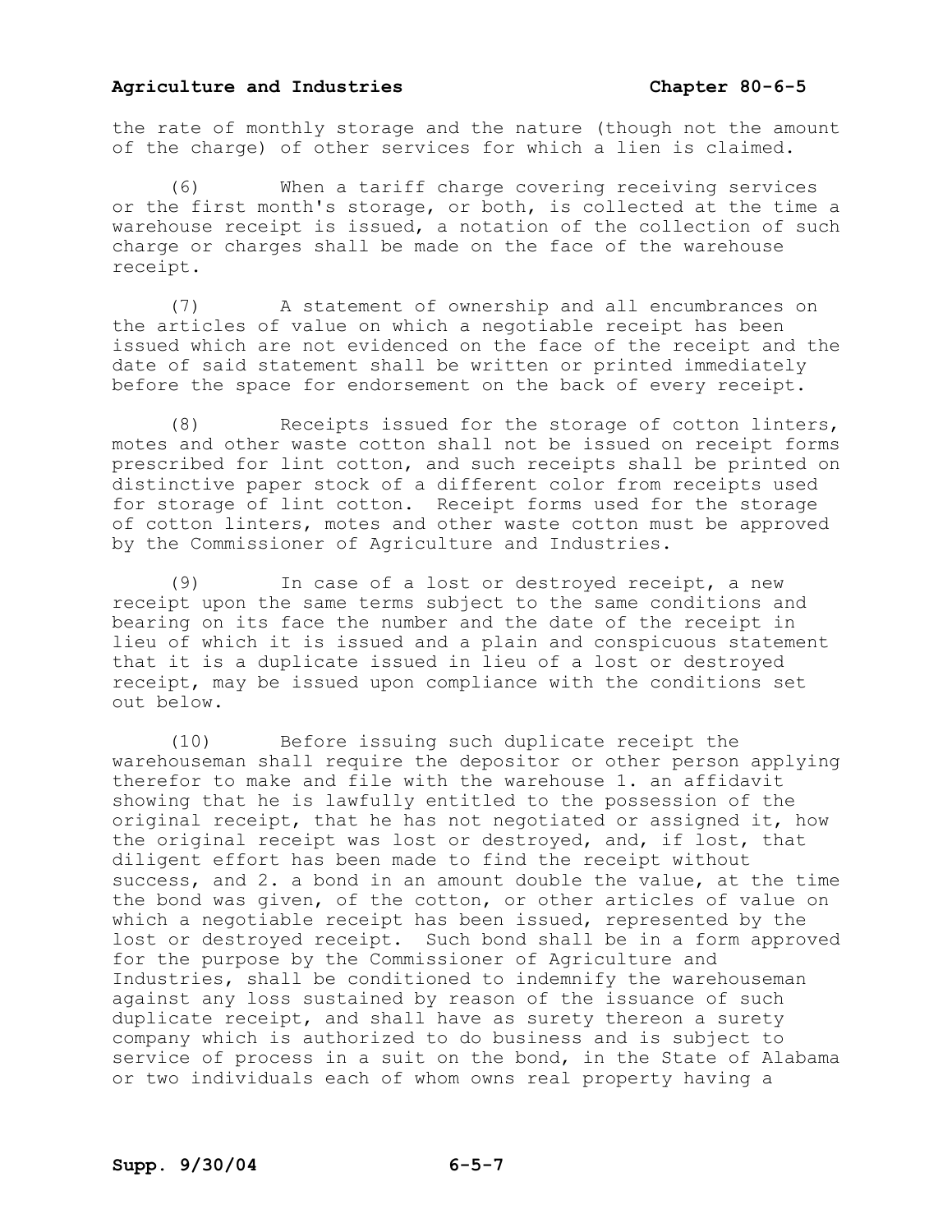the rate of monthly storage and the nature (though not the amount of the charge) of other services for which a lien is claimed.

(6) When a tariff charge covering receiving services or the first month's storage, or both, is collected at the time a warehouse receipt is issued, a notation of the collection of such charge or charges shall be made on the face of the warehouse receipt.

(7) A statement of ownership and all encumbrances on the articles of value on which a negotiable receipt has been issued which are not evidenced on the face of the receipt and the date of said statement shall be written or printed immediately before the space for endorsement on the back of every receipt.

(8) Receipts issued for the storage of cotton linters, motes and other waste cotton shall not be issued on receipt forms prescribed for lint cotton, and such receipts shall be printed on distinctive paper stock of a different color from receipts used for storage of lint cotton. Receipt forms used for the storage of cotton linters, motes and other waste cotton must be approved by the Commissioner of Agriculture and Industries.

(9) In case of a lost or destroyed receipt, a new receipt upon the same terms subject to the same conditions and bearing on its face the number and the date of the receipt in lieu of which it is issued and a plain and conspicuous statement that it is a duplicate issued in lieu of a lost or destroyed receipt, may be issued upon compliance with the conditions set out below.

(10) Before issuing such duplicate receipt the warehouseman shall require the depositor or other person applying therefor to make and file with the warehouse 1. an affidavit showing that he is lawfully entitled to the possession of the original receipt, that he has not negotiated or assigned it, how the original receipt was lost or destroyed, and, if lost, that diligent effort has been made to find the receipt without success, and 2. a bond in an amount double the value, at the time the bond was given, of the cotton, or other articles of value on which a negotiable receipt has been issued, represented by the lost or destroyed receipt. Such bond shall be in a form approved for the purpose by the Commissioner of Agriculture and Industries, shall be conditioned to indemnify the warehouseman against any loss sustained by reason of the issuance of such duplicate receipt, and shall have as surety thereon a surety company which is authorized to do business and is subject to service of process in a suit on the bond, in the State of Alabama or two individuals each of whom owns real property having a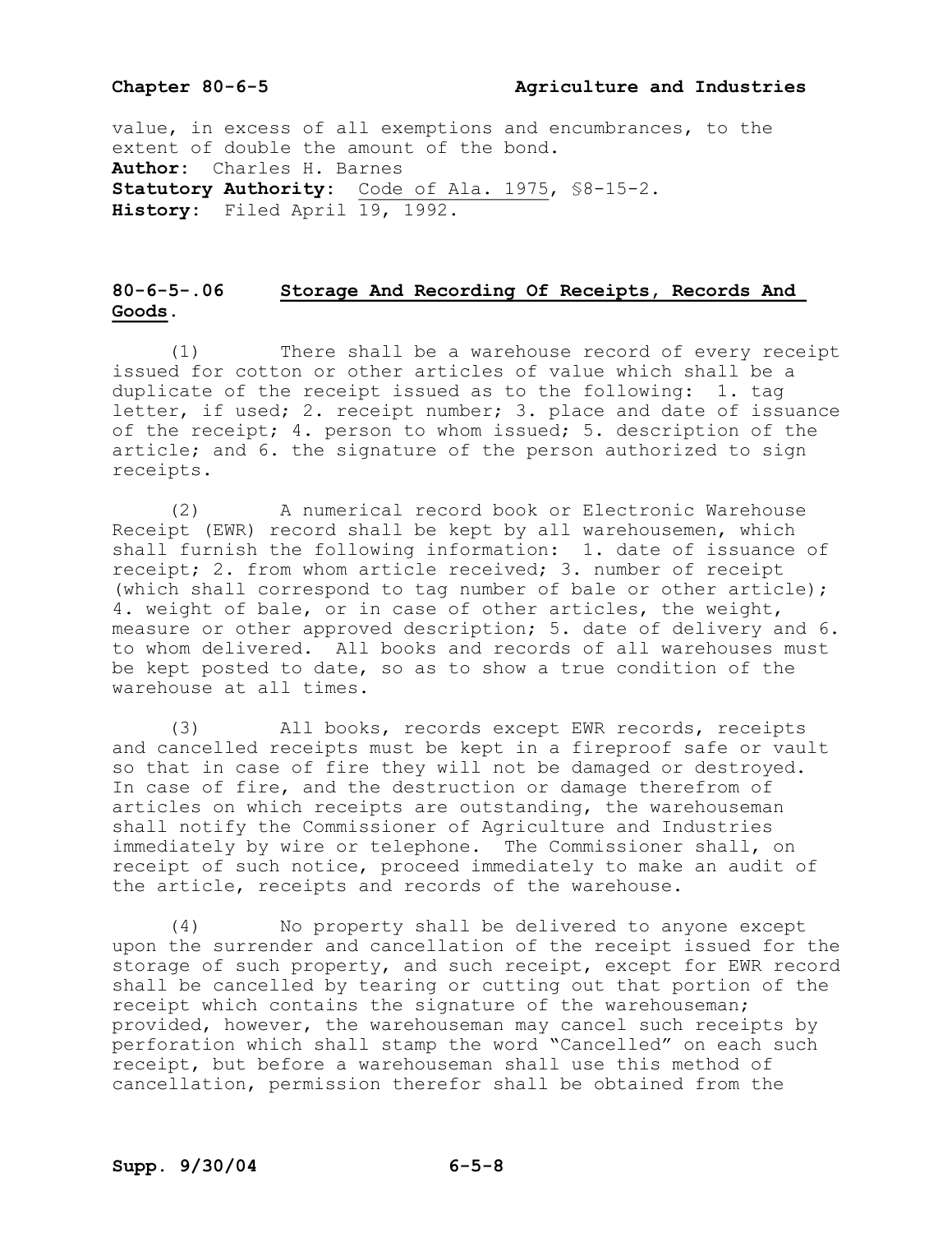value, in excess of all exemptions and encumbrances, to the extent of double the amount of the bond.

**Author:** Charles H. Barnes
**Statutory Authority:** Code of Ala. 1975, §8-15-2.
**History:** Filed April 19, 1992.

## 80-6-5-.06 Storage And Recording Of Receipts, Records And Goods.

(1) There shall be a warehouse record of every receipt issued for cotton or other articles of value which shall be a duplicate of the receipt issued as to the following: 1. tag letter, if used; 2. receipt number; 3. place and date of issuance of the receipt; 4. person to whom issued; 5. description of the article; and 6. the signature of the person authorized to sign receipts.

(2) A numerical record book or Electronic Warehouse Receipt (EWR) record shall be kept by all warehousemen, which shall furnish the following information: 1. date of issuance of receipt; 2. from whom article received; 3. number of receipt (which shall correspond to tag number of bale or other article); 4. weight of bale, or in case of other articles, the weight, measure or other approved description; 5. date of delivery and 6. to whom delivered. All books and records of all warehouses must be kept posted to date, so as to show a true condition of the warehouse at all times.

(3) All books, records except EWR records, receipts and cancelled receipts must be kept in a fireproof safe or vault so that in case of fire they will not be damaged or destroyed. In case of fire, and the destruction or damage therefrom of articles on which receipts are outstanding, the warehouseman shall notify the Commissioner of Agriculture and Industries immediately by wire or telephone. The Commissioner shall, on receipt of such notice, proceed immediately to make an audit of the article, receipts and records of the warehouse.

(4) No property shall be delivered to anyone except upon the surrender and cancellation of the receipt issued for the storage of such property, and such receipt, except for EWR record shall be cancelled by tearing or cutting out that portion of the receipt which contains the signature of the warehouseman; provided, however, the warehouseman may cancel such receipts by perforation which shall stamp the word "Cancelled" on each such receipt, but before a warehouseman shall use this method of cancellation, permission therefor shall be obtained from the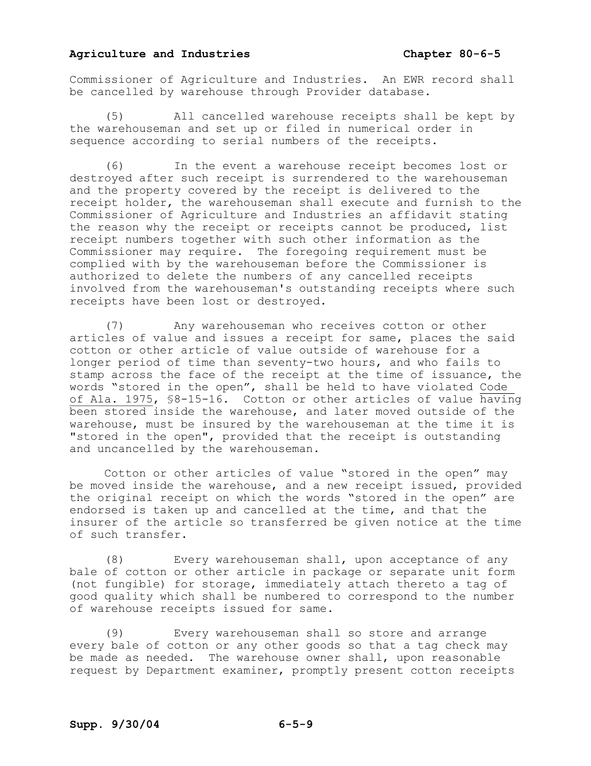Commissioner of Agriculture and Industries. An EWR record shall be cancelled by warehouse through Provider database.

(5) All cancelled warehouse receipts shall be kept by the warehouseman and set up or filed in numerical order in sequence according to serial numbers of the receipts.

(6) In the event a warehouse receipt becomes lost or destroyed after such receipt is surrendered to the warehouseman and the property covered by the receipt is delivered to the receipt holder, the warehouseman shall execute and furnish to the Commissioner of Agriculture and Industries an affidavit stating the reason why the receipt or receipts cannot be produced, list receipt numbers together with such other information as the Commissioner may require. The foregoing requirement must be complied with by the warehouseman before the Commissioner is authorized to delete the numbers of any cancelled receipts involved from the warehouseman's outstanding receipts where such receipts have been lost or destroyed.

(7) Any warehouseman who receives cotton or other articles of value and issues a receipt for same, places the said cotton or other article of value outside of warehouse for a longer period of time than seventy-two hours, and who fails to stamp across the face of the receipt at the time of issuance, the words "stored in the open", shall be held to have violated Code of Ala. 1975, §8-15-16. Cotton or other articles of value having been stored inside the warehouse, and later moved outside of the warehouse, must be insured by the warehouseman at the time it is "stored in the open", provided that the receipt is outstanding and uncancelled by the warehouseman.

Cotton or other articles of value "stored in the open" may be moved inside the warehouse, and a new receipt issued, provided the original receipt on which the words "stored in the open" are endorsed is taken up and cancelled at the time, and that the insurer of the article so transferred be given notice at the time of such transfer.

(8) Every warehouseman shall, upon acceptance of any bale of cotton or other article in package or separate unit form (not fungible) for storage, immediately attach thereto a tag of good quality which shall be numbered to correspond to the number of warehouse receipts issued for same.

(9) Every warehouseman shall so store and arrange every bale of cotton or any other goods so that a tag check may be made as needed. The warehouse owner shall, upon reasonable request by Department examiner, promptly present cotton receipts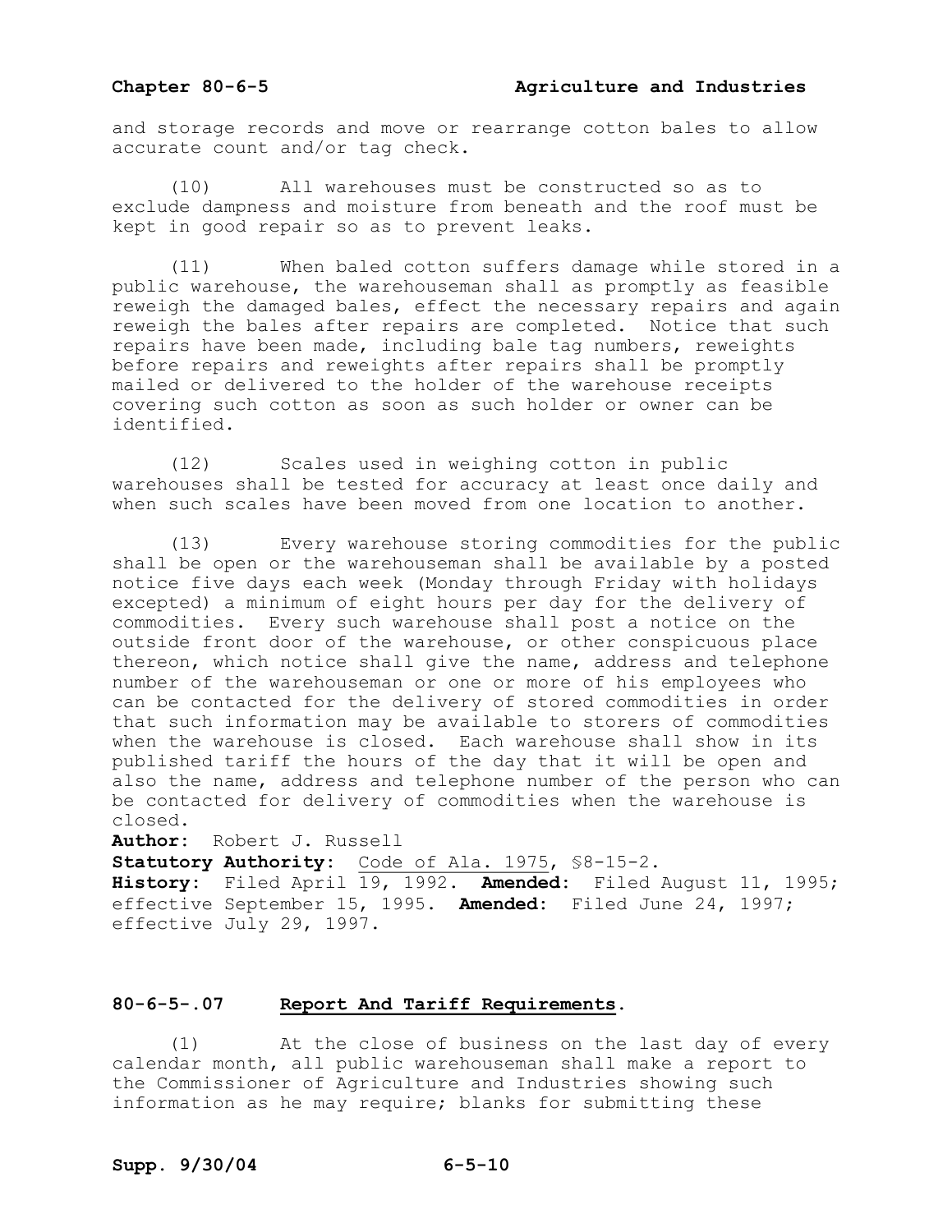and storage records and move or rearrange cotton bales to allow accurate count and/or tag check.

(10) All warehouses must be constructed so as to exclude dampness and moisture from beneath and the roof must be kept in good repair so as to prevent leaks.

(11) When baled cotton suffers damage while stored in a public warehouse, the warehouseman shall as promptly as feasible reweigh the damaged bales, effect the necessary repairs and again reweigh the bales after repairs are completed. Notice that such repairs have been made, including bale tag numbers, reweights before repairs and reweights after repairs shall be promptly mailed or delivered to the holder of the warehouse receipts covering such cotton as soon as such holder or owner can be identified.

(12) Scales used in weighing cotton in public warehouses shall be tested for accuracy at least once daily and when such scales have been moved from one location to another.

(13) Every warehouse storing commodities for the public shall be open or the warehouseman shall be available by a posted notice five days each week (Monday through Friday with holidays excepted) a minimum of eight hours per day for the delivery of commodities. Every such warehouse shall post a notice on the outside front door of the warehouse, or other conspicuous place thereon, which notice shall give the name, address and telephone number of the warehouseman or one or more of his employees who can be contacted for the delivery of stored commodities in order that such information may be available to storers of commodities when the warehouse is closed. Each warehouse shall show in its published tariff the hours of the day that it will be open and also the name, address and telephone number of the person who can be contacted for delivery of commodities when the warehouse is closed.

**Author:** Robert J. Russell
**Statutory Authority:** Code of Ala. 1975, §8-15-2.
**History:** Filed April 19, 1992. **Amended:** Filed August 11, 1995; effective September 15, 1995. **Amended:** Filed June 24, 1997; effective July 29, 1997.

## 80-6-5-.07 Report And Tariff Requirements.

(1) At the close of business on the last day of every calendar month, all public warehouseman shall make a report to the Commissioner of Agriculture and Industries showing such information as he may require; blanks for submitting these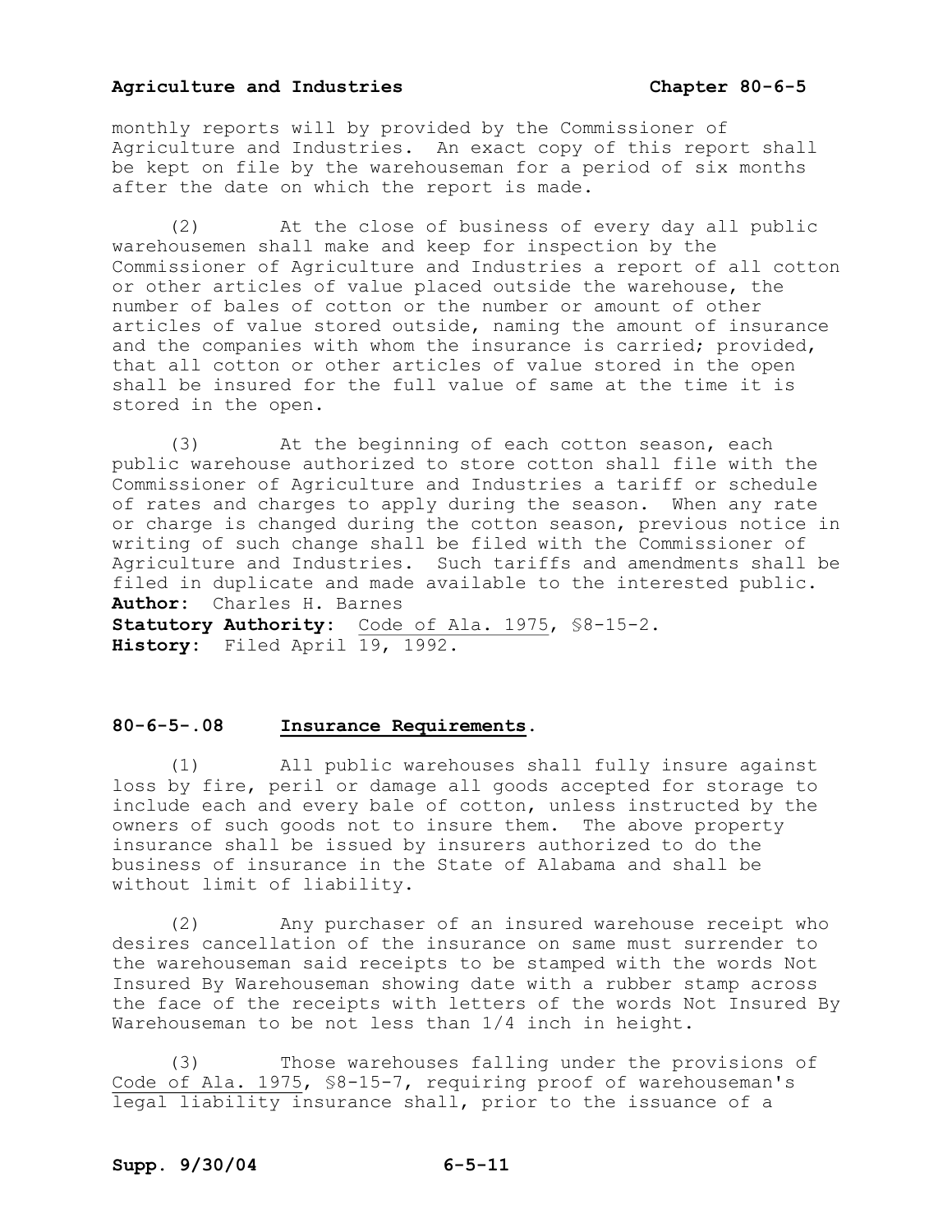monthly reports will by provided by the Commissioner of Agriculture and Industries. An exact copy of this report shall be kept on file by the warehouseman for a period of six months after the date on which the report is made.

(2) At the close of business of every day all public warehousemen shall make and keep for inspection by the Commissioner of Agriculture and Industries a report of all cotton or other articles of value placed outside the warehouse, the number of bales of cotton or the number or amount of other articles of value stored outside, naming the amount of insurance and the companies with whom the insurance is carried; provided, that all cotton or other articles of value stored in the open shall be insured for the full value of same at the time it is stored in the open.

(3) At the beginning of each cotton season, each public warehouse authorized to store cotton shall file with the Commissioner of Agriculture and Industries a tariff or schedule of rates and charges to apply during the season. When any rate or charge is changed during the cotton season, previous notice in writing of such change shall be filed with the Commissioner of Agriculture and Industries. Such tariffs and amendments shall be filed in duplicate and made available to the interested public.

**Author:** Charles H. Barnes
**Statutory Authority:** Code of Ala. 1975, §8-15-2.
**History:** Filed April 19, 1992.

### 80-6-5-.08 Insurance Requirements.

(1) All public warehouses shall fully insure against loss by fire, peril or damage all goods accepted for storage to include each and every bale of cotton, unless instructed by the owners of such goods not to insure them. The above property insurance shall be issued by insurers authorized to do the business of insurance in the State of Alabama and shall be without limit of liability.

(2) Any purchaser of an insured warehouse receipt who desires cancellation of the insurance on same must surrender to the warehouseman said receipts to be stamped with the words Not Insured By Warehouseman showing date with a rubber stamp across the face of the receipts with letters of the words Not Insured By Warehouseman to be not less than 1/4 inch in height.

(3) Those warehouses falling under the provisions of Code of Ala. 1975, §8-15-7, requiring proof of warehouseman's legal liability insurance shall, prior to the issuance of a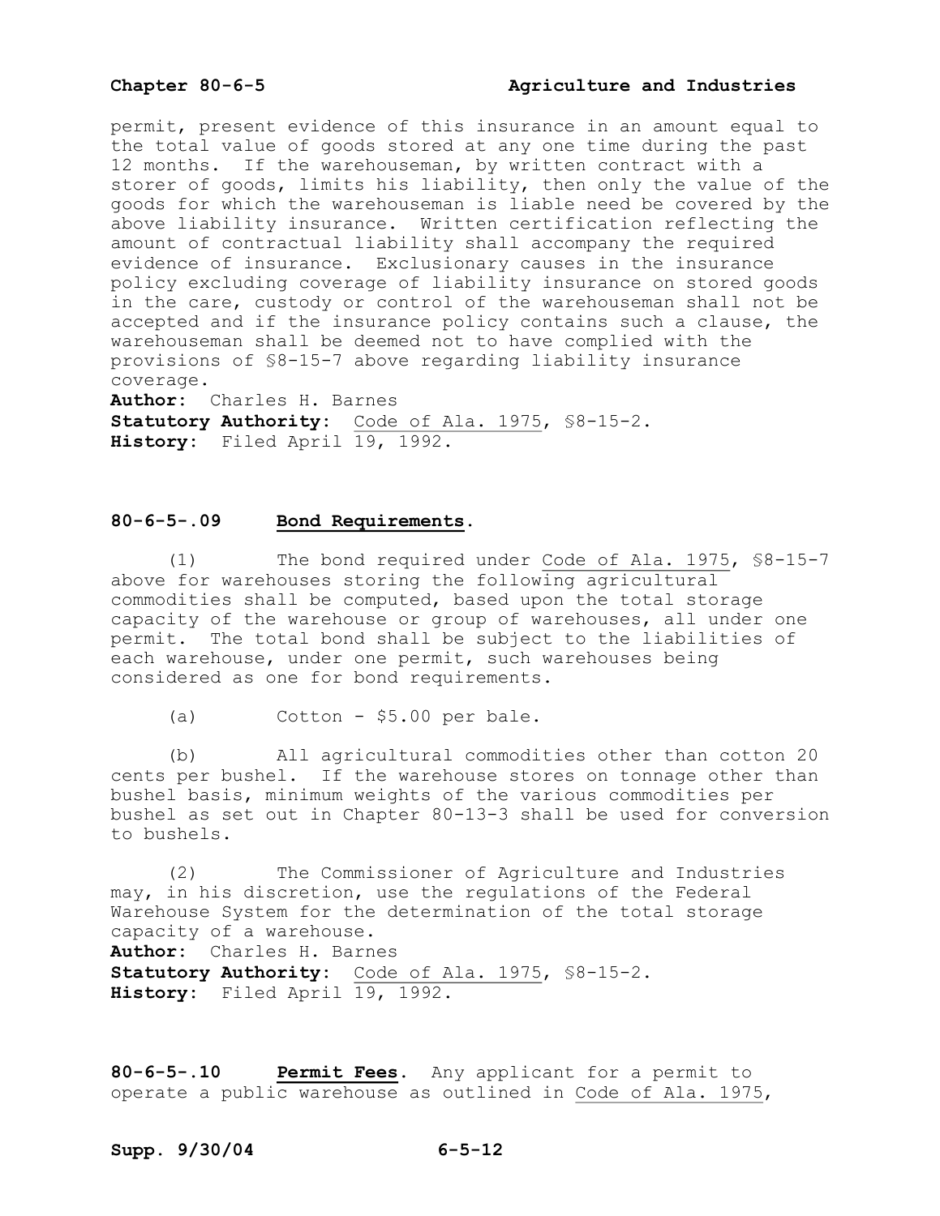permit, present evidence of this insurance in an amount equal to the total value of goods stored at any one time during the past 12 months. If the warehouseman, by written contract with a storer of goods, limits his liability, then only the value of the goods for which the warehouseman is liable need be covered by the above liability insurance. Written certification reflecting the amount of contractual liability shall accompany the required evidence of insurance. Exclusionary causes in the insurance policy excluding coverage of liability insurance on stored goods in the care, custody or control of the warehouseman shall not be accepted and if the insurance policy contains such a clause, the warehouseman shall be deemed not to have complied with the provisions of §8-15-7 above regarding liability insurance coverage.

**Author:** Charles H. Barnes
**Statutory Authority:** Code of Ala. 1975, §8-15-2.
**History:** Filed April 19, 1992.

**80-6-5-.09 Bond Requirements.**

(1) The bond required under Code of Ala. 1975, §8-15-7 above for warehouses storing the following agricultural commodities shall be computed, based upon the total storage capacity of the warehouse or group of warehouses, all under one permit. The total bond shall be subject to the liabilities of each warehouse, under one permit, such warehouses being considered as one for bond requirements.

(a) Cotton - $5.00 per bale.

(b) All agricultural commodities other than cotton 20 cents per bushel. If the warehouse stores on tonnage other than bushel basis, minimum weights of the various commodities per bushel as set out in Chapter 80-13-3 shall be used for conversion to bushels.

(2) The Commissioner of Agriculture and Industries may, in his discretion, use the regulations of the Federal Warehouse System for the determination of the total storage capacity of a warehouse.

**Author:** Charles H. Barnes
**Statutory Authority:** Code of Ala. 1975, §8-15-2.
**History:** Filed April 19, 1992.

**80-6-5-.10 Permit Fees.** Any applicant for a permit to operate a public warehouse as outlined in Code of Ala. 1975,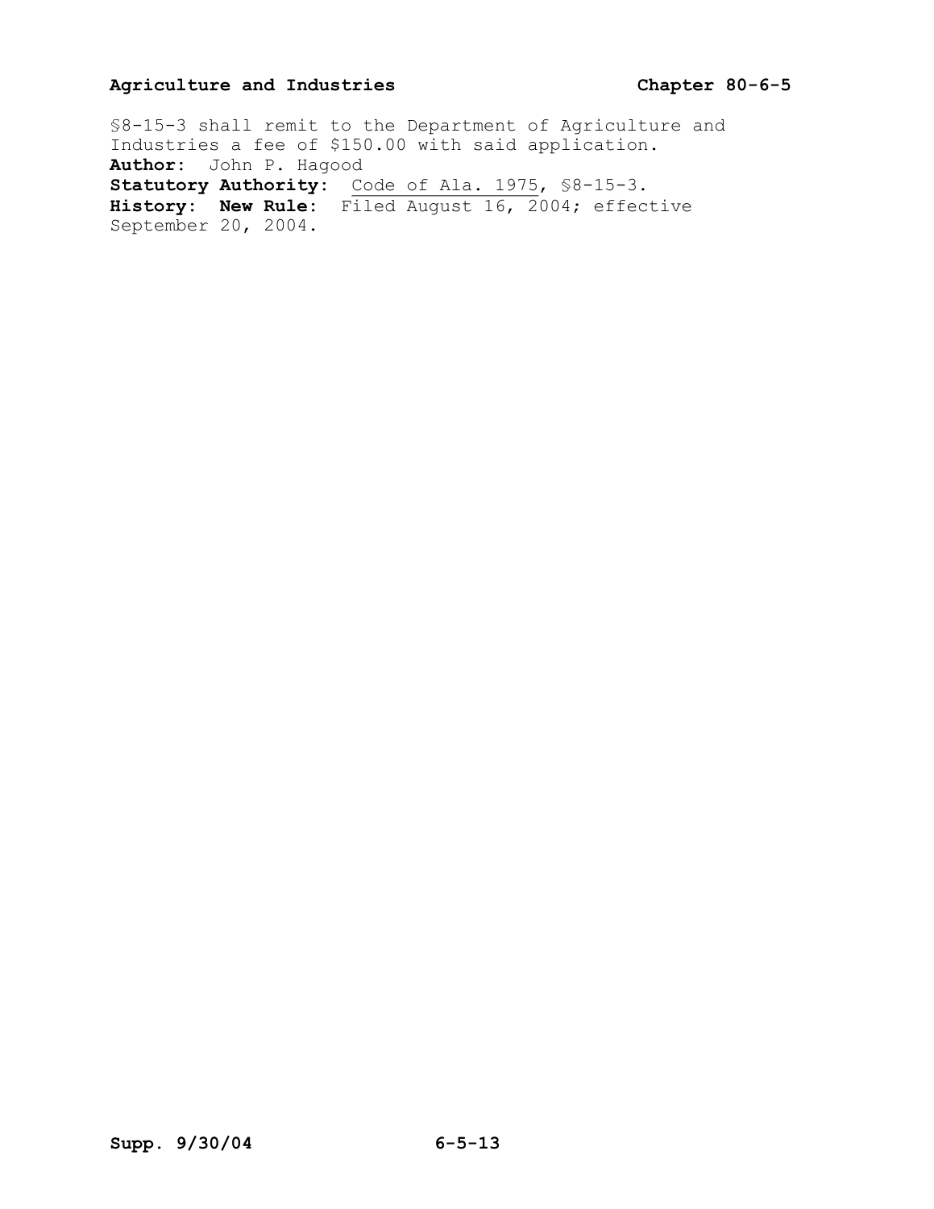§8-15-3 shall remit to the Department of Agriculture and Industries a fee of $150.00 with said application.

**Author:** John P. Hagood

**Statutory Authority:** Code of Ala. 1975, §8-15-3.

**History: New Rule:** Filed August 16, 2004; effective September 20, 2004.